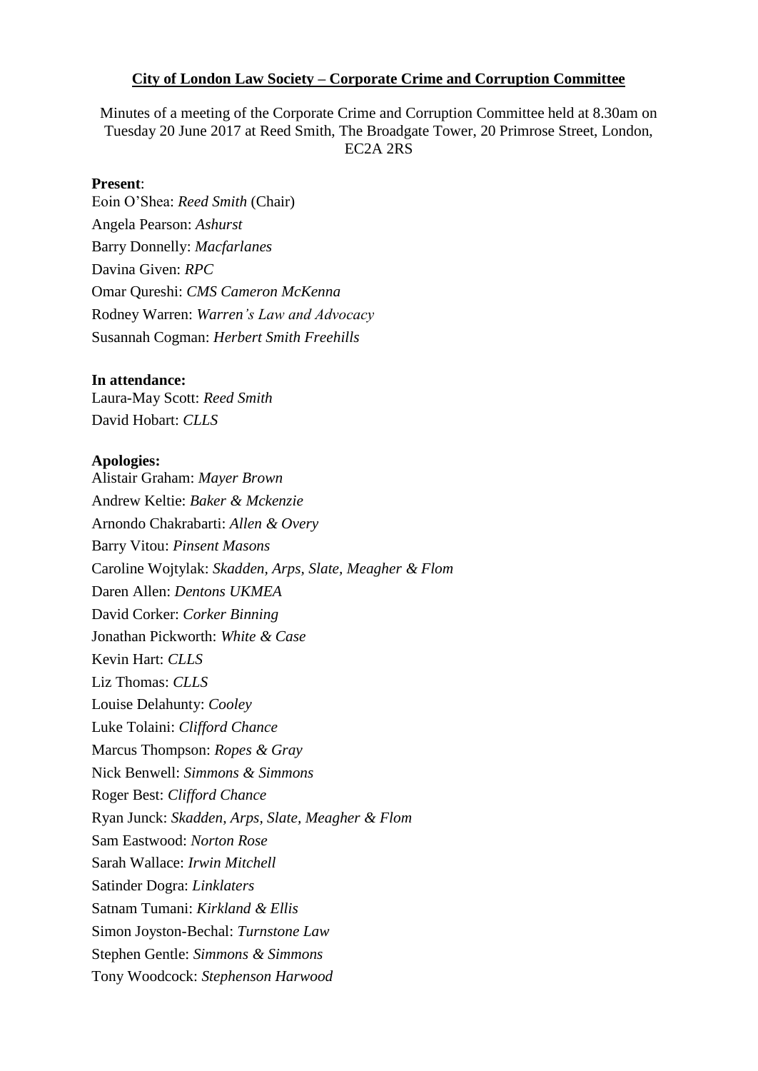**City of London Law Society – Corporate Crime and Corruption Committee**

Minutes of a meeting of the Corporate Crime and Corruption Committee held at 8.30am on Tuesday 20 June 2017 at Reed Smith, The Broadgate Tower, 20 Primrose Street, London, EC2A 2RS

**Present**:

Eoin O'Shea: *Reed Smith* (Chair)
Angela Pearson: *Ashurst*
Barry Donnelly: *Macfarlanes*
Davina Given: *RPC*
Omar Qureshi: *CMS Cameron McKenna*
Rodney Warren: *Warren's Law and Advocacy*
Susannah Cogman: *Herbert Smith Freehills*

**In attendance:**

Laura-May Scott: *Reed Smith*
David Hobart: *CLLS*

**Apologies:**

Alistair Graham: *Mayer Brown*
Andrew Keltie: *Baker & Mckenzie*
Arnondo Chakrabarti: *Allen & Overy*
Barry Vitou: *Pinsent Masons*
Caroline Wojtylak: *Skadden, Arps, Slate, Meagher & Flom*
Daren Allen: *Dentons UKMEA*
David Corker: *Corker Binning*
Jonathan Pickworth: *White & Case*
Kevin Hart: *CLLS*
Liz Thomas: *CLLS*
Louise Delahunty: *Cooley*
Luke Tolaini: *Clifford Chance*
Marcus Thompson: *Ropes & Gray*
Nick Benwell: *Simmons & Simmons*
Roger Best: *Clifford Chance*
Ryan Junck: *Skadden, Arps, Slate, Meagher & Flom*
Sam Eastwood: *Norton Rose*
Sarah Wallace: *Irwin Mitchell*
Satinder Dogra: *Linklaters*
Satnam Tumani: *Kirkland & Ellis*
Simon Joyston-Bechal: *Turnstone Law*
Stephen Gentle: *Simmons & Simmons*
Tony Woodcock: *Stephenson Harwood*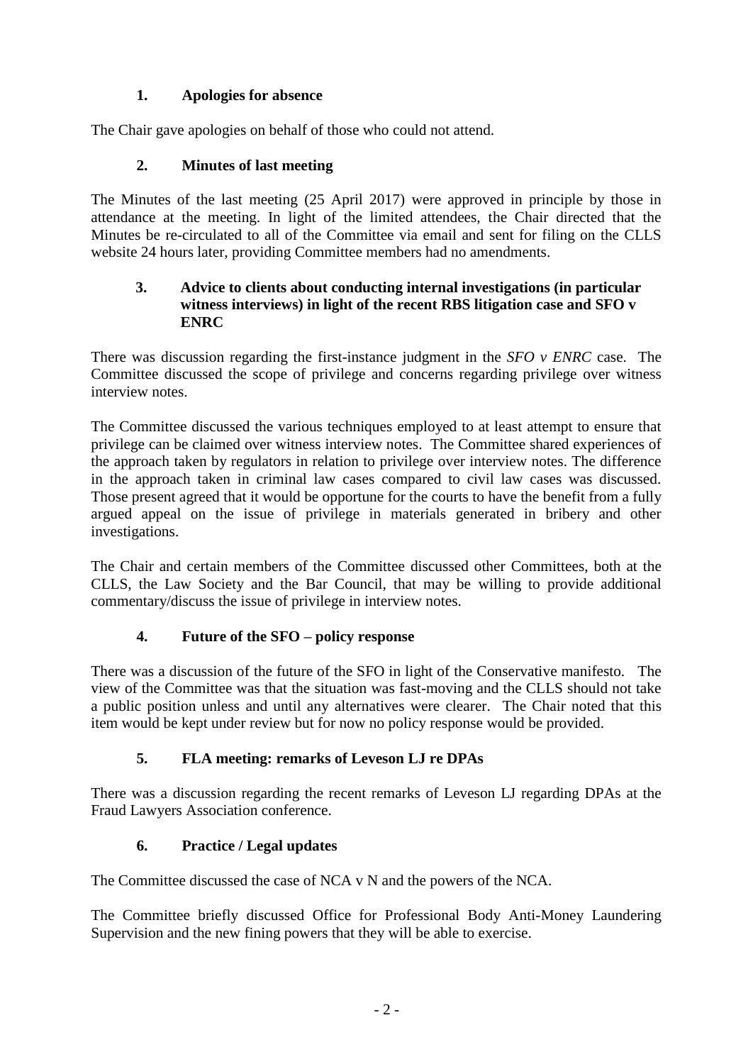### 1. Apologies for absence

The Chair gave apologies on behalf of those who could not attend.

### 2. Minutes of last meeting

The Minutes of the last meeting (25 April 2017) were approved in principle by those in attendance at the meeting. In light of the limited attendees, the Chair directed that the Minutes be re-circulated to all of the Committee via email and sent for filing on the CLLS website 24 hours later, providing Committee members had no amendments.

### 3. Advice to clients about conducting internal investigations (in particular witness interviews) in light of the recent RBS litigation case and SFO v ENRC

There was discussion regarding the first-instance judgment in the *SFO v ENRC* case. The Committee discussed the scope of privilege and concerns regarding privilege over witness interview notes.

The Committee discussed the various techniques employed to at least attempt to ensure that privilege can be claimed over witness interview notes. The Committee shared experiences of the approach taken by regulators in relation to privilege over interview notes. The difference in the approach taken in criminal law cases compared to civil law cases was discussed. Those present agreed that it would be opportune for the courts to have the benefit from a fully argued appeal on the issue of privilege in materials generated in bribery and other investigations.

The Chair and certain members of the Committee discussed other Committees, both at the CLLS, the Law Society and the Bar Council, that may be willing to provide additional commentary/discuss the issue of privilege in interview notes.

### 4. Future of the SFO – policy response

There was a discussion of the future of the SFO in light of the Conservative manifesto. The view of the Committee was that the situation was fast-moving and the CLLS should not take a public position unless and until any alternatives were clearer. The Chair noted that this item would be kept under review but for now no policy response would be provided.

### 5. FLA meeting: remarks of Leveson LJ re DPAs

There was a discussion regarding the recent remarks of Leveson LJ regarding DPAs at the Fraud Lawyers Association conference.

### 6. Practice / Legal updates

The Committee discussed the case of NCA v N and the powers of the NCA.

The Committee briefly discussed Office for Professional Body Anti-Money Laundering Supervision and the new fining powers that they will be able to exercise.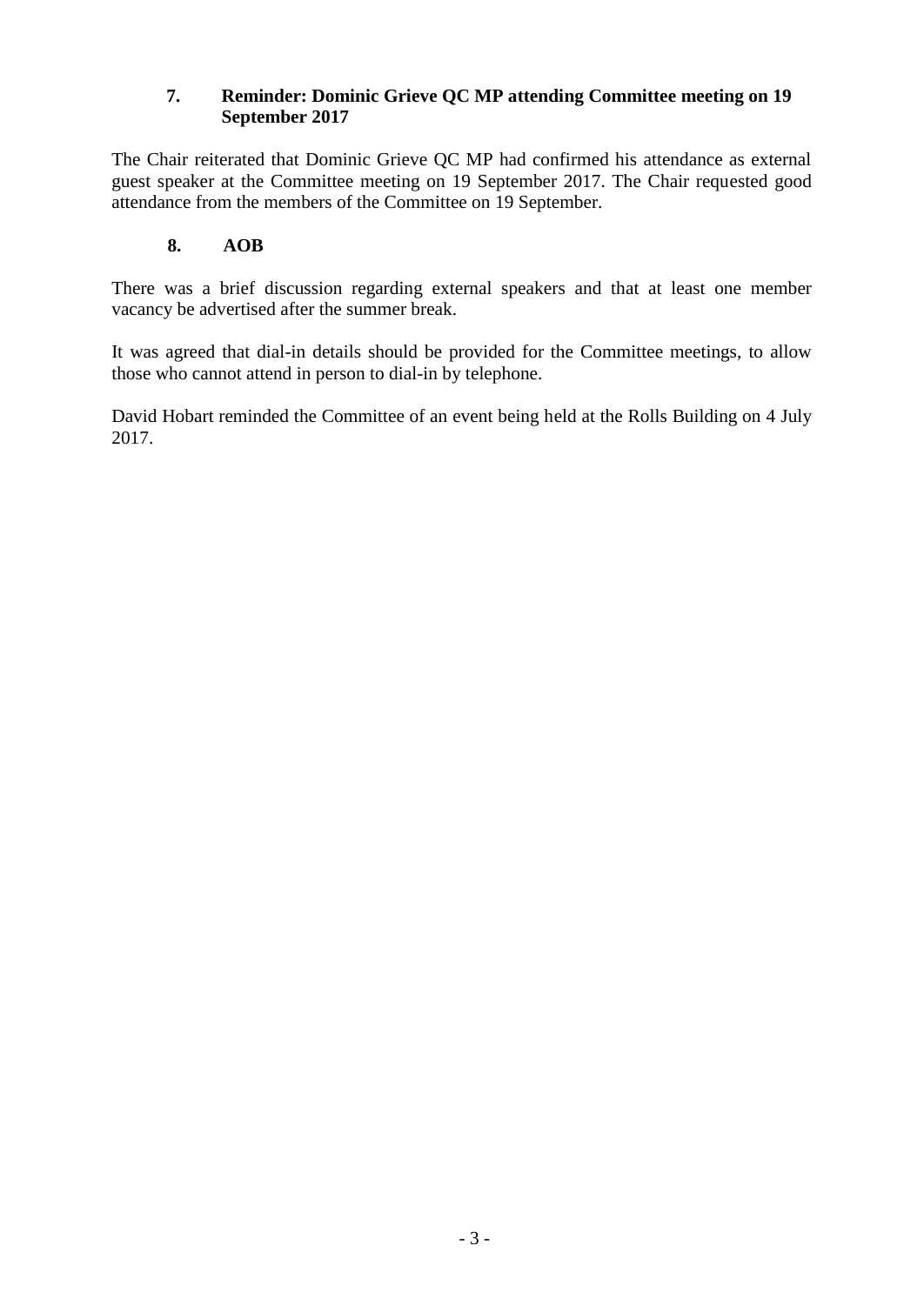### 7. Reminder: Dominic Grieve QC MP attending Committee meeting on 19 September 2017

The Chair reiterated that Dominic Grieve QC MP had confirmed his attendance as external guest speaker at the Committee meeting on 19 September 2017. The Chair requested good attendance from the members of the Committee on 19 September.

### 8. AOB

There was a brief discussion regarding external speakers and that at least one member vacancy be advertised after the summer break.

It was agreed that dial-in details should be provided for the Committee meetings, to allow those who cannot attend in person to dial-in by telephone.

David Hobart reminded the Committee of an event being held at the Rolls Building on 4 July 2017.